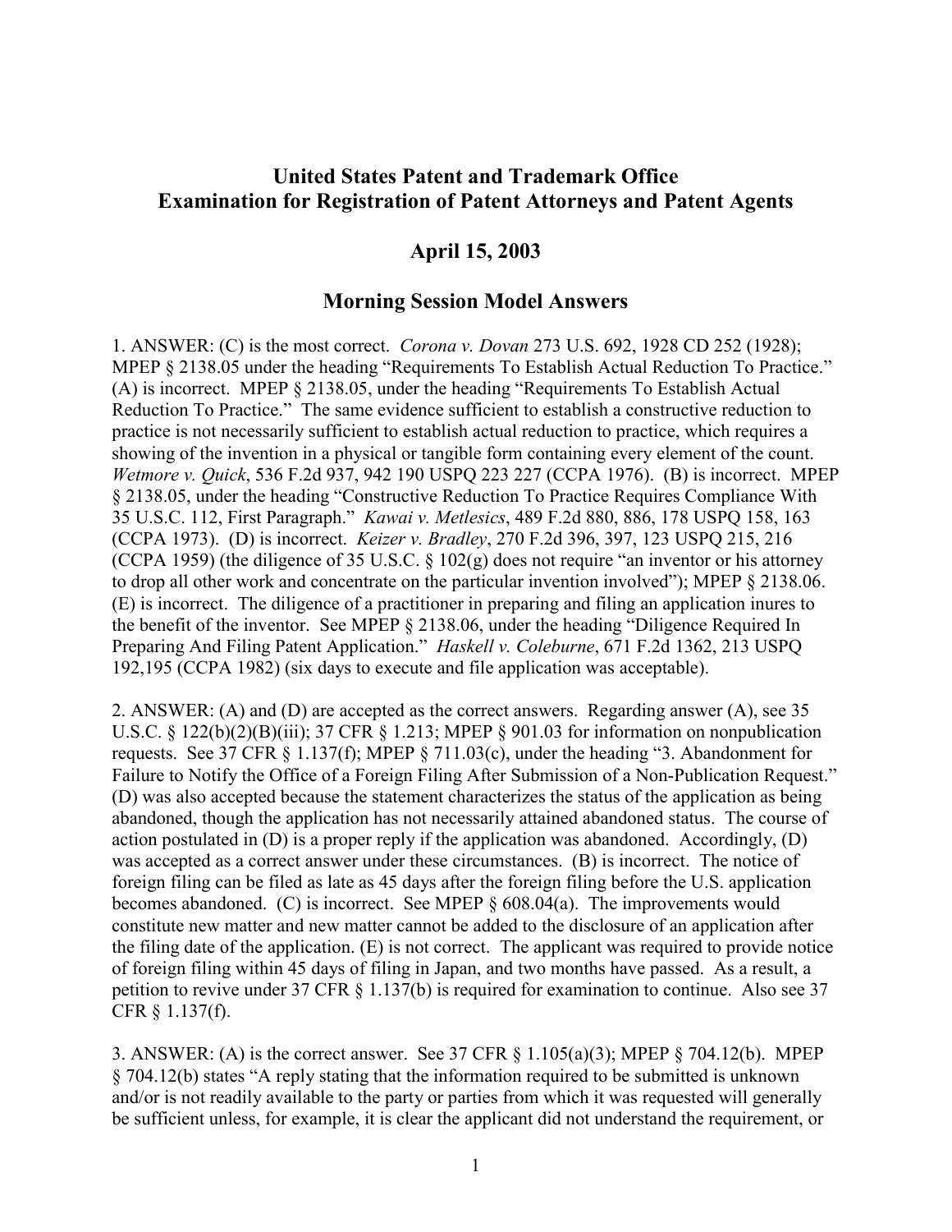# United States Patent and Trademark Office
# Examination for Registration of Patent Attorneys and Patent Agents

## April 15, 2003

## Morning Session Model Answers

1. ANSWER: (C) is the most correct. *Corona v. Dovan* 273 U.S. 692, 1928 CD 252 (1928); MPEP § 2138.05 under the heading "Requirements To Establish Actual Reduction To Practice." (A) is incorrect. MPEP § 2138.05, under the heading "Requirements To Establish Actual Reduction To Practice." The same evidence sufficient to establish a constructive reduction to practice is not necessarily sufficient to establish actual reduction to practice, which requires a showing of the invention in a physical or tangible form containing every element of the count. *Wetmore v. Quick*, 536 F.2d 937, 942 190 USPQ 223 227 (CCPA 1976). (B) is incorrect. MPEP § 2138.05, under the heading "Constructive Reduction To Practice Requires Compliance With 35 U.S.C. 112, First Paragraph." *Kawai v. Metlesics*, 489 F.2d 880, 886, 178 USPQ 158, 163 (CCPA 1973). (D) is incorrect. *Keizer v. Bradley*, 270 F.2d 396, 397, 123 USPQ 215, 216 (CCPA 1959) (the diligence of 35 U.S.C. § 102(g) does not require "an inventor or his attorney to drop all other work and concentrate on the particular invention involved"); MPEP § 2138.06. (E) is incorrect. The diligence of a practitioner in preparing and filing an application inures to the benefit of the inventor. See MPEP § 2138.06, under the heading "Diligence Required In Preparing And Filing Patent Application." *Haskell v. Coleburne*, 671 F.2d 1362, 213 USPQ 192,195 (CCPA 1982) (six days to execute and file application was acceptable).

2. ANSWER: (A) and (D) are accepted as the correct answers. Regarding answer (A), see 35 U.S.C. § 122(b)(2)(B)(iii); 37 CFR § 1.213; MPEP § 901.03 for information on nonpublication requests. See 37 CFR § 1.137(f); MPEP § 711.03(c), under the heading "3. Abandonment for Failure to Notify the Office of a Foreign Filing After Submission of a Non-Publication Request." (D) was also accepted because the statement characterizes the status of the application as being abandoned, though the application has not necessarily attained abandoned status. The course of action postulated in (D) is a proper reply if the application was abandoned. Accordingly, (D) was accepted as a correct answer under these circumstances. (B) is incorrect. The notice of foreign filing can be filed as late as 45 days after the foreign filing before the U.S. application becomes abandoned. (C) is incorrect. See MPEP § 608.04(a). The improvements would constitute new matter and new matter cannot be added to the disclosure of an application after the filing date of the application. (E) is not correct. The applicant was required to provide notice of foreign filing within 45 days of filing in Japan, and two months have passed. As a result, a petition to revive under 37 CFR § 1.137(b) is required for examination to continue. Also see 37 CFR § 1.137(f).

3. ANSWER: (A) is the correct answer. See 37 CFR § 1.105(a)(3); MPEP § 704.12(b). MPEP § 704.12(b) states "A reply stating that the information required to be submitted is unknown and/or is not readily available to the party or parties from which it was requested will generally be sufficient unless, for example, it is clear the applicant did not understand the requirement, or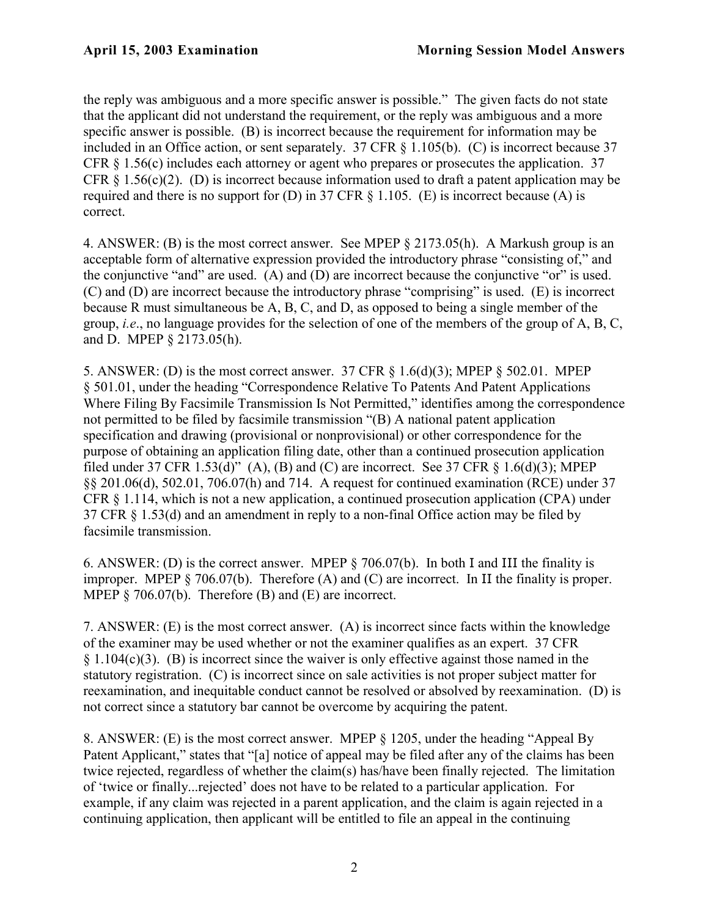the reply was ambiguous and a more specific answer is possible." The given facts do not state that the applicant did not understand the requirement, or the reply was ambiguous and a more specific answer is possible. (B) is incorrect because the requirement for information may be included in an Office action, or sent separately. 37 CFR § 1.105(b). (C) is incorrect because 37 CFR § 1.56(c) includes each attorney or agent who prepares or prosecutes the application. 37 CFR § 1.56(c)(2). (D) is incorrect because information used to draft a patent application may be required and there is no support for (D) in 37 CFR § 1.105. (E) is incorrect because (A) is correct.

4. ANSWER: (B) is the most correct answer. See MPEP § 2173.05(h). A Markush group is an acceptable form of alternative expression provided the introductory phrase "consisting of," and the conjunctive "and" are used. (A) and (D) are incorrect because the conjunctive "or" is used. (C) and (D) are incorrect because the introductory phrase "comprising" is used. (E) is incorrect because R must simultaneous be A, B, C, and D, as opposed to being a single member of the group, *i.e*., no language provides for the selection of one of the members of the group of A, B, C, and D. MPEP § 2173.05(h).

5. ANSWER: (D) is the most correct answer. 37 CFR § 1.6(d)(3); MPEP § 502.01. MPEP § 501.01, under the heading "Correspondence Relative To Patents And Patent Applications Where Filing By Facsimile Transmission Is Not Permitted," identifies among the correspondence not permitted to be filed by facsimile transmission "(B) A national patent application specification and drawing (provisional or nonprovisional) or other correspondence for the purpose of obtaining an application filing date, other than a continued prosecution application filed under 37 CFR 1.53(d)" (A), (B) and (C) are incorrect. See 37 CFR § 1.6(d)(3); MPEP §§ 201.06(d), 502.01, 706.07(h) and 714. A request for continued examination (RCE) under 37 CFR § 1.114, which is not a new application, a continued prosecution application (CPA) under 37 CFR § 1.53(d) and an amendment in reply to a non-final Office action may be filed by facsimile transmission.

6. ANSWER: (D) is the correct answer. MPEP § 706.07(b). In both I and III the finality is improper. MPEP § 706.07(b). Therefore (A) and (C) are incorrect. In II the finality is proper. MPEP § 706.07(b). Therefore (B) and (E) are incorrect.

7. ANSWER: (E) is the most correct answer. (A) is incorrect since facts within the knowledge of the examiner may be used whether or not the examiner qualifies as an expert. 37 CFR § 1.104(c)(3). (B) is incorrect since the waiver is only effective against those named in the statutory registration. (C) is incorrect since on sale activities is not proper subject matter for reexamination, and inequitable conduct cannot be resolved or absolved by reexamination. (D) is not correct since a statutory bar cannot be overcome by acquiring the patent.

8. ANSWER: (E) is the most correct answer. MPEP § 1205, under the heading "Appeal By Patent Applicant," states that "[a] notice of appeal may be filed after any of the claims has been twice rejected, regardless of whether the claim(s) has/have been finally rejected. The limitation of 'twice or finally...rejected' does not have to be related to a particular application. For example, if any claim was rejected in a parent application, and the claim is again rejected in a continuing application, then applicant will be entitled to file an appeal in the continuing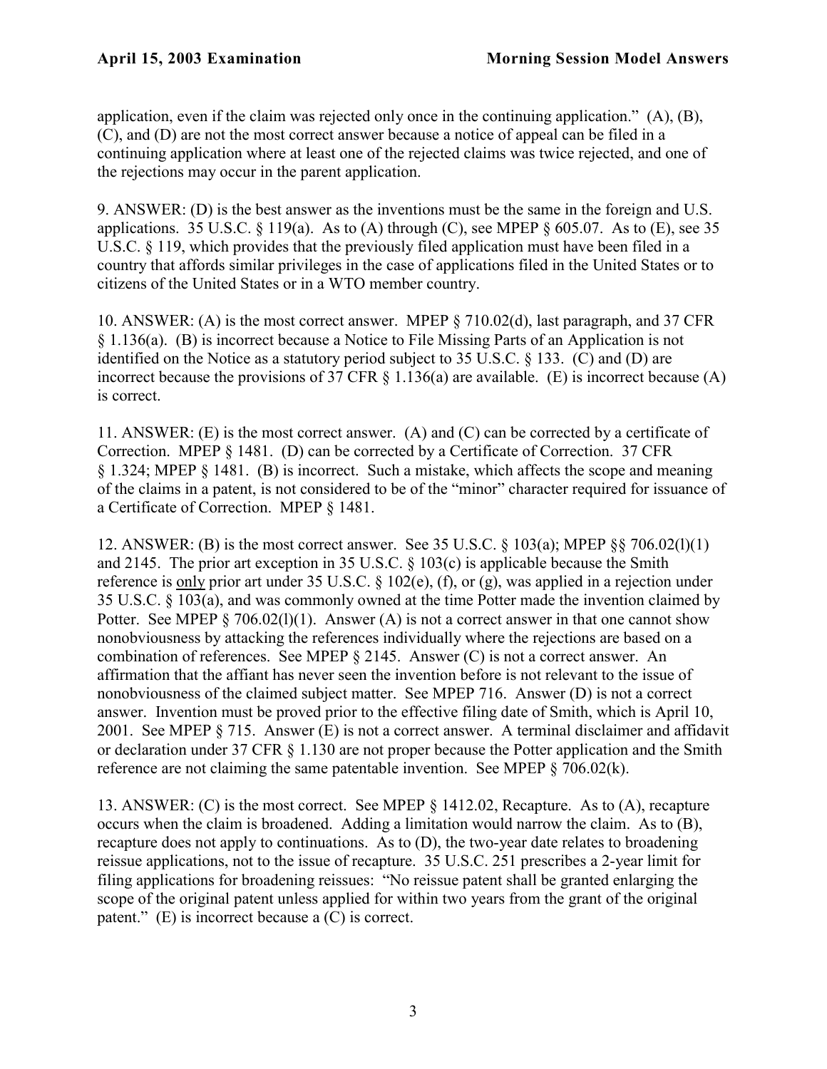application, even if the claim was rejected only once in the continuing application." (A), (B), (C), and (D) are not the most correct answer because a notice of appeal can be filed in a continuing application where at least one of the rejected claims was twice rejected, and one of the rejections may occur in the parent application.

9. ANSWER: (D) is the best answer as the inventions must be the same in the foreign and U.S. applications. 35 U.S.C. § 119(a). As to (A) through (C), see MPEP § 605.07. As to (E), see 35 U.S.C. § 119, which provides that the previously filed application must have been filed in a country that affords similar privileges in the case of applications filed in the United States or to citizens of the United States or in a WTO member country.

10. ANSWER: (A) is the most correct answer. MPEP § 710.02(d), last paragraph, and 37 CFR § 1.136(a). (B) is incorrect because a Notice to File Missing Parts of an Application is not identified on the Notice as a statutory period subject to 35 U.S.C. § 133. (C) and (D) are incorrect because the provisions of 37 CFR § 1.136(a) are available. (E) is incorrect because (A) is correct.

11. ANSWER: (E) is the most correct answer. (A) and (C) can be corrected by a certificate of Correction. MPEP § 1481. (D) can be corrected by a Certificate of Correction. 37 CFR § 1.324; MPEP § 1481. (B) is incorrect. Such a mistake, which affects the scope and meaning of the claims in a patent, is not considered to be of the "minor" character required for issuance of a Certificate of Correction. MPEP § 1481.

12. ANSWER: (B) is the most correct answer. See 35 U.S.C. § 103(a); MPEP §§ 706.02(l)(1) and 2145. The prior art exception in 35 U.S.C. § 103(c) is applicable because the Smith reference is only prior art under 35 U.S.C. § 102(e), (f), or (g), was applied in a rejection under 35 U.S.C. § 103(a), and was commonly owned at the time Potter made the invention claimed by Potter. See MPEP § 706.02(l)(1). Answer (A) is not a correct answer in that one cannot show nonobviousness by attacking the references individually where the rejections are based on a combination of references. See MPEP § 2145. Answer (C) is not a correct answer. An affirmation that the affiant has never seen the invention before is not relevant to the issue of nonobviousness of the claimed subject matter. See MPEP 716. Answer (D) is not a correct answer. Invention must be proved prior to the effective filing date of Smith, which is April 10, 2001. See MPEP § 715. Answer (E) is not a correct answer. A terminal disclaimer and affidavit or declaration under 37 CFR § 1.130 are not proper because the Potter application and the Smith reference are not claiming the same patentable invention. See MPEP § 706.02(k).

13. ANSWER: (C) is the most correct. See MPEP § 1412.02, Recapture. As to (A), recapture occurs when the claim is broadened. Adding a limitation would narrow the claim. As to (B), recapture does not apply to continuations. As to (D), the two-year date relates to broadening reissue applications, not to the issue of recapture. 35 U.S.C. 251 prescribes a 2-year limit for filing applications for broadening reissues: "No reissue patent shall be granted enlarging the scope of the original patent unless applied for within two years from the grant of the original patent." (E) is incorrect because a (C) is correct.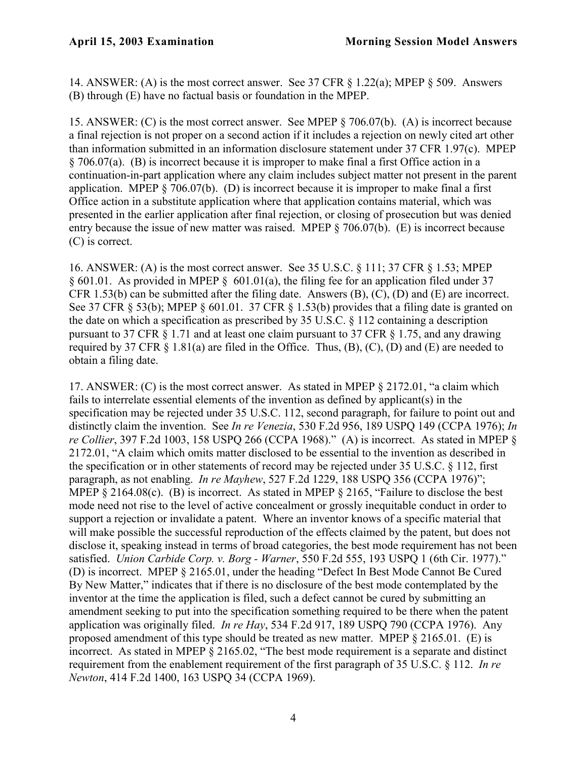14. ANSWER: (A) is the most correct answer. See 37 CFR § 1.22(a); MPEP § 509. Answers (B) through (E) have no factual basis or foundation in the MPEP.

15. ANSWER: (C) is the most correct answer. See MPEP § 706.07(b). (A) is incorrect because a final rejection is not proper on a second action if it includes a rejection on newly cited art other than information submitted in an information disclosure statement under 37 CFR 1.97(c). MPEP § 706.07(a). (B) is incorrect because it is improper to make final a first Office action in a continuation-in-part application where any claim includes subject matter not present in the parent application. MPEP § 706.07(b). (D) is incorrect because it is improper to make final a first Office action in a substitute application where that application contains material, which was presented in the earlier application after final rejection, or closing of prosecution but was denied entry because the issue of new matter was raised. MPEP § 706.07(b). (E) is incorrect because (C) is correct.

16. ANSWER: (A) is the most correct answer. See 35 U.S.C. § 111; 37 CFR § 1.53; MPEP § 601.01. As provided in MPEP § 601.01(a), the filing fee for an application filed under 37 CFR 1.53(b) can be submitted after the filing date. Answers (B), (C), (D) and (E) are incorrect. See 37 CFR § 53(b); MPEP § 601.01. 37 CFR § 1.53(b) provides that a filing date is granted on the date on which a specification as prescribed by 35 U.S.C. § 112 containing a description pursuant to 37 CFR § 1.71 and at least one claim pursuant to 37 CFR § 1.75, and any drawing required by 37 CFR § 1.81(a) are filed in the Office. Thus, (B), (C), (D) and (E) are needed to obtain a filing date.

17. ANSWER: (C) is the most correct answer. As stated in MPEP § 2172.01, "a claim which fails to interrelate essential elements of the invention as defined by applicant(s) in the specification may be rejected under 35 U.S.C. 112, second paragraph, for failure to point out and distinctly claim the invention. See *In re Venezia*, 530 F.2d 956, 189 USPQ 149 (CCPA 1976); *In re Collier*, 397 F.2d 1003, 158 USPQ 266 (CCPA 1968)." (A) is incorrect. As stated in MPEP § 2172.01, "A claim which omits matter disclosed to be essential to the invention as described in the specification or in other statements of record may be rejected under 35 U.S.C. § 112, first paragraph, as not enabling. *In re Mayhew*, 527 F.2d 1229, 188 USPQ 356 (CCPA 1976)"; MPEP § 2164.08(c). (B) is incorrect. As stated in MPEP § 2165, "Failure to disclose the best mode need not rise to the level of active concealment or grossly inequitable conduct in order to support a rejection or invalidate a patent. Where an inventor knows of a specific material that will make possible the successful reproduction of the effects claimed by the patent, but does not disclose it, speaking instead in terms of broad categories, the best mode requirement has not been satisfied. *Union Carbide Corp. v. Borg - Warner*, 550 F.2d 555, 193 USPQ 1 (6th Cir. 1977)." (D) is incorrect. MPEP § 2165.01, under the heading "Defect In Best Mode Cannot Be Cured By New Matter," indicates that if there is no disclosure of the best mode contemplated by the inventor at the time the application is filed, such a defect cannot be cured by submitting an amendment seeking to put into the specification something required to be there when the patent application was originally filed. *In re Hay*, 534 F.2d 917, 189 USPQ 790 (CCPA 1976). Any proposed amendment of this type should be treated as new matter. MPEP § 2165.01. (E) is incorrect. As stated in MPEP § 2165.02, "The best mode requirement is a separate and distinct requirement from the enablement requirement of the first paragraph of 35 U.S.C. § 112. *In re Newton*, 414 F.2d 1400, 163 USPQ 34 (CCPA 1969).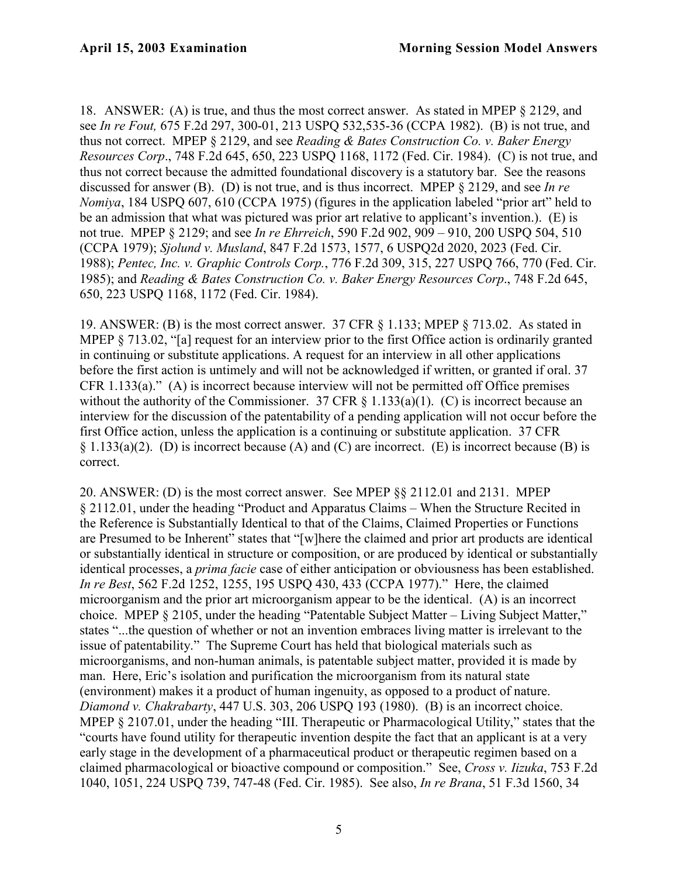18. ANSWER: (A) is true, and thus the most correct answer. As stated in MPEP § 2129, and see *In re Fout,* 675 F.2d 297, 300-01, 213 USPQ 532,535-36 (CCPA 1982). (B) is not true, and thus not correct. MPEP § 2129, and see *Reading & Bates Construction Co. v. Baker Energy Resources Corp*., 748 F.2d 645, 650, 223 USPQ 1168, 1172 (Fed. Cir. 1984). (C) is not true, and thus not correct because the admitted foundational discovery is a statutory bar. See the reasons discussed for answer (B). (D) is not true, and is thus incorrect. MPEP § 2129, and see *In re Nomiya*, 184 USPQ 607, 610 (CCPA 1975) (figures in the application labeled "prior art" held to be an admission that what was pictured was prior art relative to applicant's invention.). (E) is not true. MPEP § 2129; and see *In re Ehrreich*, 590 F.2d 902, 909 – 910, 200 USPQ 504, 510 (CCPA 1979); *Sjolund v. Musland*, 847 F.2d 1573, 1577, 6 USPQ2d 2020, 2023 (Fed. Cir. 1988); *Pentec, Inc. v. Graphic Controls Corp.*, 776 F.2d 309, 315, 227 USPQ 766, 770 (Fed. Cir. 1985); and *Reading & Bates Construction Co. v. Baker Energy Resources Corp*., 748 F.2d 645, 650, 223 USPQ 1168, 1172 (Fed. Cir. 1984).

19. ANSWER: (B) is the most correct answer. 37 CFR § 1.133; MPEP § 713.02. As stated in MPEP § 713.02, "[a] request for an interview prior to the first Office action is ordinarily granted in continuing or substitute applications. A request for an interview in all other applications before the first action is untimely and will not be acknowledged if written, or granted if oral. 37 CFR 1.133(a)." (A) is incorrect because interview will not be permitted off Office premises without the authority of the Commissioner. 37 CFR § 1.133(a)(1). (C) is incorrect because an interview for the discussion of the patentability of a pending application will not occur before the first Office action, unless the application is a continuing or substitute application. 37 CFR § 1.133(a)(2). (D) is incorrect because (A) and (C) are incorrect. (E) is incorrect because (B) is correct.

20. ANSWER: (D) is the most correct answer. See MPEP §§ 2112.01 and 2131. MPEP § 2112.01, under the heading "Product and Apparatus Claims – When the Structure Recited in the Reference is Substantially Identical to that of the Claims, Claimed Properties or Functions are Presumed to be Inherent" states that "[w]here the claimed and prior art products are identical or substantially identical in structure or composition, or are produced by identical or substantially identical processes, a *prima facie* case of either anticipation or obviousness has been established. *In re Best*, 562 F.2d 1252, 1255, 195 USPQ 430, 433 (CCPA 1977)." Here, the claimed microorganism and the prior art microorganism appear to be the identical. (A) is an incorrect choice. MPEP § 2105, under the heading "Patentable Subject Matter – Living Subject Matter," states "...the question of whether or not an invention embraces living matter is irrelevant to the issue of patentability." The Supreme Court has held that biological materials such as microorganisms, and non-human animals, is patentable subject matter, provided it is made by man. Here, Eric's isolation and purification the microorganism from its natural state (environment) makes it a product of human ingenuity, as opposed to a product of nature. *Diamond v. Chakrabarty*, 447 U.S. 303, 206 USPQ 193 (1980). (B) is an incorrect choice. MPEP § 2107.01, under the heading "III. Therapeutic or Pharmacological Utility," states that the "courts have found utility for therapeutic invention despite the fact that an applicant is at a very early stage in the development of a pharmaceutical product or therapeutic regimen based on a claimed pharmacological or bioactive compound or composition." See, *Cross v. Iizuka*, 753 F.2d 1040, 1051, 224 USPQ 739, 747-48 (Fed. Cir. 1985). See also, *In re Brana*, 51 F.3d 1560, 34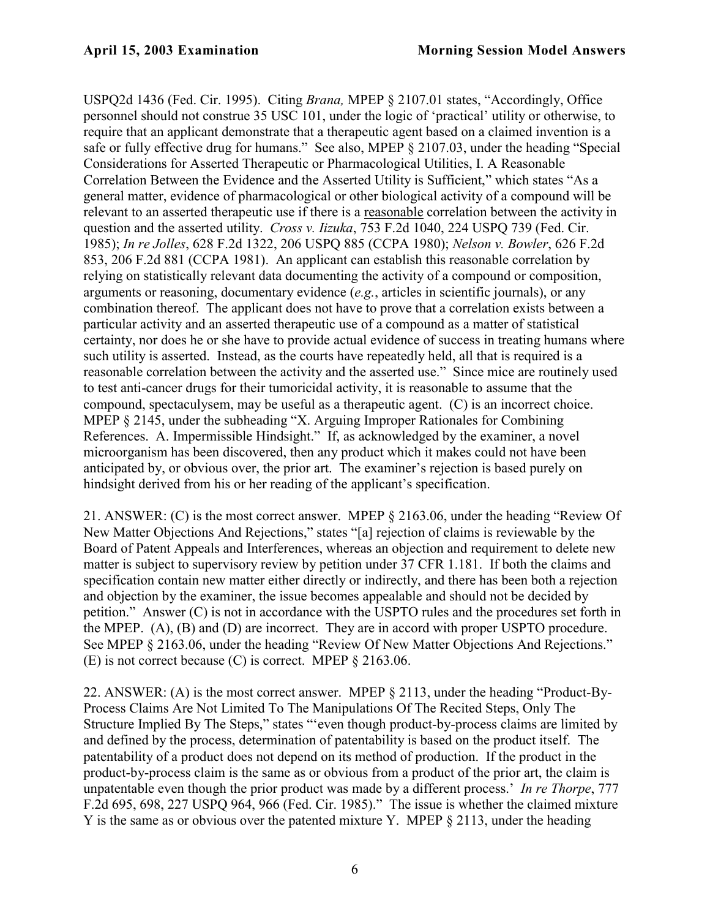USPQ2d 1436 (Fed. Cir. 1995). Citing *Brana,* MPEP § 2107.01 states, "Accordingly, Office personnel should not construe 35 USC 101, under the logic of 'practical' utility or otherwise, to require that an applicant demonstrate that a therapeutic agent based on a claimed invention is a safe or fully effective drug for humans." See also, MPEP § 2107.03, under the heading "Special Considerations for Asserted Therapeutic or Pharmacological Utilities, I. A Reasonable Correlation Between the Evidence and the Asserted Utility is Sufficient," which states "As a general matter, evidence of pharmacological or other biological activity of a compound will be relevant to an asserted therapeutic use if there is a reasonable correlation between the activity in question and the asserted utility. *Cross v. Iizuka*, 753 F.2d 1040, 224 USPQ 739 (Fed. Cir. 1985); *In re Jolles*, 628 F.2d 1322, 206 USPQ 885 (CCPA 1980); *Nelson v. Bowler*, 626 F.2d 853, 206 F.2d 881 (CCPA 1981). An applicant can establish this reasonable correlation by relying on statistically relevant data documenting the activity of a compound or composition, arguments or reasoning, documentary evidence (*e.g.*, articles in scientific journals), or any combination thereof. The applicant does not have to prove that a correlation exists between a particular activity and an asserted therapeutic use of a compound as a matter of statistical certainty, nor does he or she have to provide actual evidence of success in treating humans where such utility is asserted. Instead, as the courts have repeatedly held, all that is required is a reasonable correlation between the activity and the asserted use." Since mice are routinely used to test anti-cancer drugs for their tumoricidal activity, it is reasonable to assume that the compound, spectaculysem, may be useful as a therapeutic agent. (C) is an incorrect choice. MPEP § 2145, under the subheading "X. Arguing Improper Rationales for Combining References. A. Impermissible Hindsight." If, as acknowledged by the examiner, a novel microorganism has been discovered, then any product which it makes could not have been anticipated by, or obvious over, the prior art. The examiner's rejection is based purely on hindsight derived from his or her reading of the applicant's specification.

21. ANSWER: (C) is the most correct answer. MPEP § 2163.06, under the heading "Review Of New Matter Objections And Rejections," states "[a] rejection of claims is reviewable by the Board of Patent Appeals and Interferences, whereas an objection and requirement to delete new matter is subject to supervisory review by petition under 37 CFR 1.181. If both the claims and specification contain new matter either directly or indirectly, and there has been both a rejection and objection by the examiner, the issue becomes appealable and should not be decided by petition." Answer (C) is not in accordance with the USPTO rules and the procedures set forth in the MPEP. (A), (B) and (D) are incorrect. They are in accord with proper USPTO procedure. See MPEP § 2163.06, under the heading "Review Of New Matter Objections And Rejections." (E) is not correct because (C) is correct. MPEP § 2163.06.

22. ANSWER: (A) is the most correct answer. MPEP § 2113, under the heading "Product-By-Process Claims Are Not Limited To The Manipulations Of The Recited Steps, Only The Structure Implied By The Steps," states "'even though product-by-process claims are limited by and defined by the process, determination of patentability is based on the product itself. The patentability of a product does not depend on its method of production. If the product in the product-by-process claim is the same as or obvious from a product of the prior art, the claim is unpatentable even though the prior product was made by a different process.' *In re Thorpe*, 777 F.2d 695, 698, 227 USPQ 964, 966 (Fed. Cir. 1985)." The issue is whether the claimed mixture Y is the same as or obvious over the patented mixture Y. MPEP § 2113, under the heading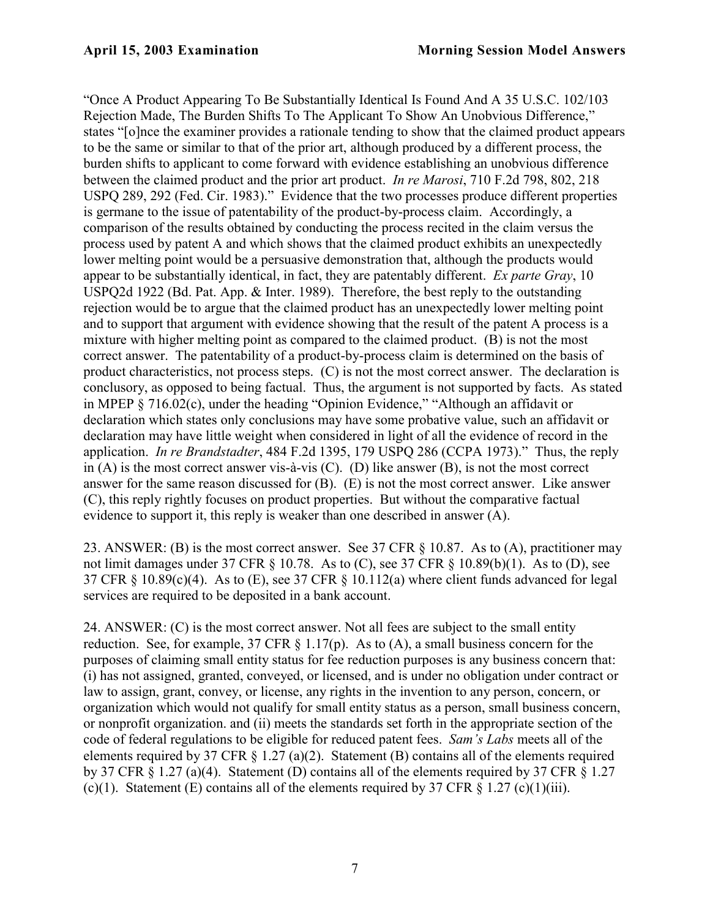"Once A Product Appearing To Be Substantially Identical Is Found And A 35 U.S.C. 102/103 Rejection Made, The Burden Shifts To The Applicant To Show An Unobvious Difference," states "[o]nce the examiner provides a rationale tending to show that the claimed product appears to be the same or similar to that of the prior art, although produced by a different process, the burden shifts to applicant to come forward with evidence establishing an unobvious difference between the claimed product and the prior art product. *In re Marosi*, 710 F.2d 798, 802, 218 USPQ 289, 292 (Fed. Cir. 1983)." Evidence that the two processes produce different properties is germane to the issue of patentability of the product-by-process claim. Accordingly, a comparison of the results obtained by conducting the process recited in the claim versus the process used by patent A and which shows that the claimed product exhibits an unexpectedly lower melting point would be a persuasive demonstration that, although the products would appear to be substantially identical, in fact, they are patentably different. *Ex parte Gray*, 10 USPQ2d 1922 (Bd. Pat. App. & Inter. 1989). Therefore, the best reply to the outstanding rejection would be to argue that the claimed product has an unexpectedly lower melting point and to support that argument with evidence showing that the result of the patent A process is a mixture with higher melting point as compared to the claimed product. (B) is not the most correct answer. The patentability of a product-by-process claim is determined on the basis of product characteristics, not process steps. (C) is not the most correct answer. The declaration is conclusory, as opposed to being factual. Thus, the argument is not supported by facts. As stated in MPEP § 716.02(c), under the heading "Opinion Evidence," "Although an affidavit or declaration which states only conclusions may have some probative value, such an affidavit or declaration may have little weight when considered in light of all the evidence of record in the application. *In re Brandstadter*, 484 F.2d 1395, 179 USPQ 286 (CCPA 1973)." Thus, the reply in (A) is the most correct answer vis-à-vis (C). (D) like answer (B), is not the most correct answer for the same reason discussed for (B). (E) is not the most correct answer. Like answer (C), this reply rightly focuses on product properties. But without the comparative factual evidence to support it, this reply is weaker than one described in answer (A).

23. ANSWER: (B) is the most correct answer. See 37 CFR § 10.87. As to (A), practitioner may not limit damages under 37 CFR § 10.78. As to (C), see 37 CFR § 10.89(b)(1). As to (D), see 37 CFR § 10.89(c)(4). As to (E), see 37 CFR § 10.112(a) where client funds advanced for legal services are required to be deposited in a bank account.

24. ANSWER: (C) is the most correct answer. Not all fees are subject to the small entity reduction. See, for example, 37 CFR § 1.17(p). As to (A), a small business concern for the purposes of claiming small entity status for fee reduction purposes is any business concern that: (i) has not assigned, granted, conveyed, or licensed, and is under no obligation under contract or law to assign, grant, convey, or license, any rights in the invention to any person, concern, or organization which would not qualify for small entity status as a person, small business concern, or nonprofit organization. and (ii) meets the standards set forth in the appropriate section of the code of federal regulations to be eligible for reduced patent fees. *Sam's Labs* meets all of the elements required by 37 CFR § 1.27 (a)(2). Statement (B) contains all of the elements required by 37 CFR § 1.27 (a)(4). Statement (D) contains all of the elements required by 37 CFR § 1.27 (c)(1). Statement (E) contains all of the elements required by 37 CFR § 1.27 (c)(1)(iii).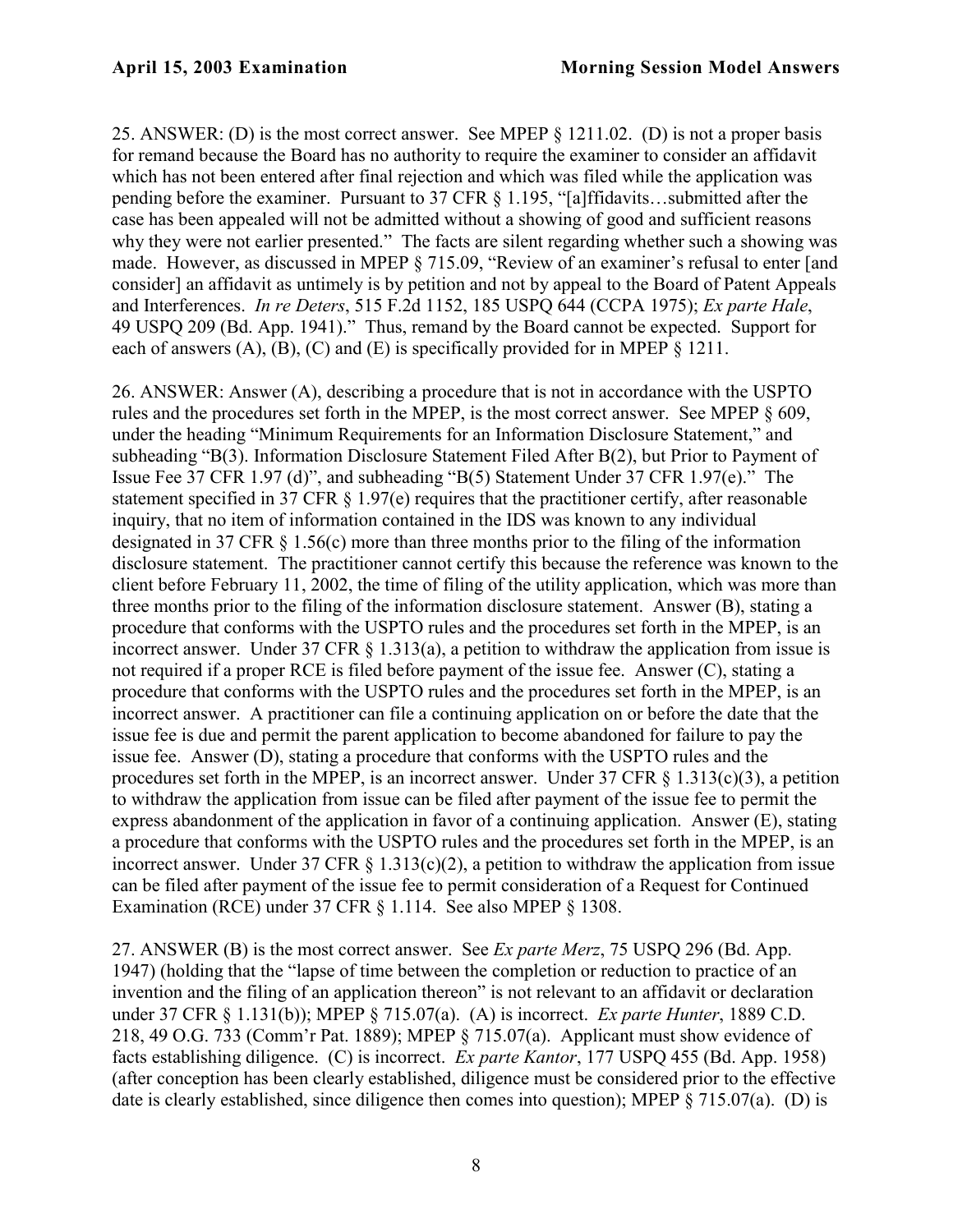25. ANSWER: (D) is the most correct answer. See MPEP § 1211.02. (D) is not a proper basis for remand because the Board has no authority to require the examiner to consider an affidavit which has not been entered after final rejection and which was filed while the application was pending before the examiner. Pursuant to 37 CFR § 1.195, "[a]ffidavits…submitted after the case has been appealed will not be admitted without a showing of good and sufficient reasons why they were not earlier presented." The facts are silent regarding whether such a showing was made. However, as discussed in MPEP § 715.09, "Review of an examiner's refusal to enter [and consider] an affidavit as untimely is by petition and not by appeal to the Board of Patent Appeals and Interferences. *In re Deters*, 515 F.2d 1152, 185 USPQ 644 (CCPA 1975); *Ex parte Hale*, 49 USPQ 209 (Bd. App. 1941)." Thus, remand by the Board cannot be expected. Support for each of answers (A), (B), (C) and (E) is specifically provided for in MPEP § 1211.

26. ANSWER: Answer (A), describing a procedure that is not in accordance with the USPTO rules and the procedures set forth in the MPEP, is the most correct answer. See MPEP § 609, under the heading "Minimum Requirements for an Information Disclosure Statement," and subheading "B(3). Information Disclosure Statement Filed After B(2), but Prior to Payment of Issue Fee 37 CFR 1.97 (d)", and subheading "B(5) Statement Under 37 CFR 1.97(e)." The statement specified in 37 CFR § 1.97(e) requires that the practitioner certify, after reasonable inquiry, that no item of information contained in the IDS was known to any individual designated in 37 CFR § 1.56(c) more than three months prior to the filing of the information disclosure statement. The practitioner cannot certify this because the reference was known to the client before February 11, 2002, the time of filing of the utility application, which was more than three months prior to the filing of the information disclosure statement. Answer (B), stating a procedure that conforms with the USPTO rules and the procedures set forth in the MPEP, is an incorrect answer. Under 37 CFR § 1.313(a), a petition to withdraw the application from issue is not required if a proper RCE is filed before payment of the issue fee. Answer (C), stating a procedure that conforms with the USPTO rules and the procedures set forth in the MPEP, is an incorrect answer. A practitioner can file a continuing application on or before the date that the issue fee is due and permit the parent application to become abandoned for failure to pay the issue fee. Answer (D), stating a procedure that conforms with the USPTO rules and the procedures set forth in the MPEP, is an incorrect answer. Under 37 CFR § 1.313(c)(3), a petition to withdraw the application from issue can be filed after payment of the issue fee to permit the express abandonment of the application in favor of a continuing application. Answer (E), stating a procedure that conforms with the USPTO rules and the procedures set forth in the MPEP, is an incorrect answer. Under 37 CFR § 1.313(c)(2), a petition to withdraw the application from issue can be filed after payment of the issue fee to permit consideration of a Request for Continued Examination (RCE) under 37 CFR § 1.114. See also MPEP § 1308.

27. ANSWER (B) is the most correct answer. See *Ex parte Merz*, 75 USPQ 296 (Bd. App. 1947) (holding that the "lapse of time between the completion or reduction to practice of an invention and the filing of an application thereon" is not relevant to an affidavit or declaration under 37 CFR § 1.131(b)); MPEP § 715.07(a). (A) is incorrect. *Ex parte Hunter*, 1889 C.D. 218, 49 O.G. 733 (Comm'r Pat. 1889); MPEP § 715.07(a). Applicant must show evidence of facts establishing diligence. (C) is incorrect. *Ex parte Kantor*, 177 USPQ 455 (Bd. App. 1958) (after conception has been clearly established, diligence must be considered prior to the effective date is clearly established, since diligence then comes into question); MPEP § 715.07(a). (D) is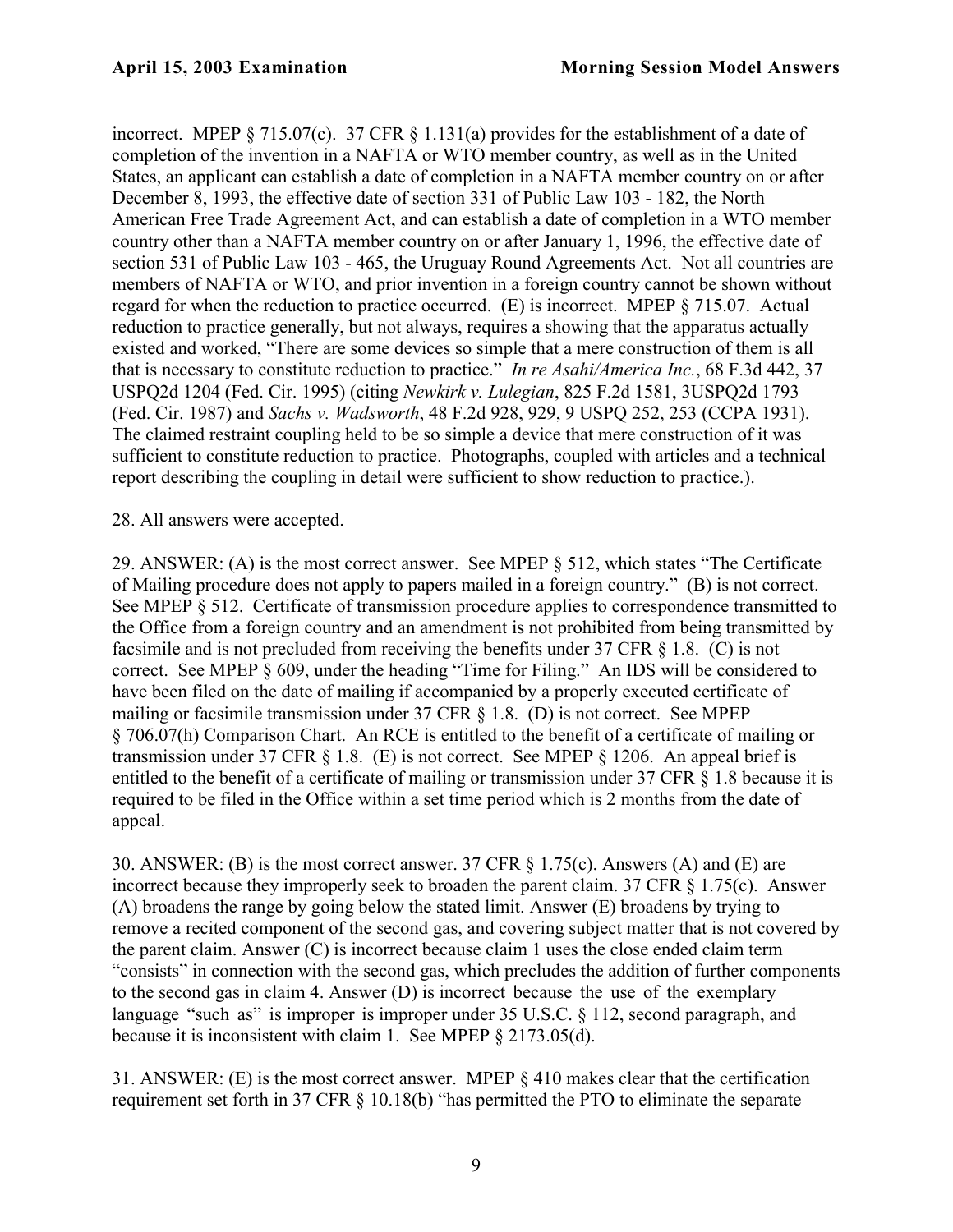incorrect. MPEP § 715.07(c). 37 CFR § 1.131(a) provides for the establishment of a date of completion of the invention in a NAFTA or WTO member country, as well as in the United States, an applicant can establish a date of completion in a NAFTA member country on or after December 8, 1993, the effective date of section 331 of Public Law 103 - 182, the North American Free Trade Agreement Act, and can establish a date of completion in a WTO member country other than a NAFTA member country on or after January 1, 1996, the effective date of section 531 of Public Law 103 - 465, the Uruguay Round Agreements Act. Not all countries are members of NAFTA or WTO, and prior invention in a foreign country cannot be shown without regard for when the reduction to practice occurred. (E) is incorrect. MPEP § 715.07. Actual reduction to practice generally, but not always, requires a showing that the apparatus actually existed and worked, "There are some devices so simple that a mere construction of them is all that is necessary to constitute reduction to practice." *In re Asahi/America Inc.*, 68 F.3d 442, 37 USPQ2d 1204 (Fed. Cir. 1995) (citing *Newkirk v. Lulegian*, 825 F.2d 1581, 3USPQ2d 1793 (Fed. Cir. 1987) and *Sachs v. Wadsworth*, 48 F.2d 928, 929, 9 USPQ 252, 253 (CCPA 1931). The claimed restraint coupling held to be so simple a device that mere construction of it was sufficient to constitute reduction to practice. Photographs, coupled with articles and a technical report describing the coupling in detail were sufficient to show reduction to practice.).

28. All answers were accepted.

29. ANSWER: (A) is the most correct answer. See MPEP § 512, which states "The Certificate of Mailing procedure does not apply to papers mailed in a foreign country." (B) is not correct. See MPEP § 512. Certificate of transmission procedure applies to correspondence transmitted to the Office from a foreign country and an amendment is not prohibited from being transmitted by facsimile and is not precluded from receiving the benefits under 37 CFR § 1.8. (C) is not correct. See MPEP § 609, under the heading "Time for Filing." An IDS will be considered to have been filed on the date of mailing if accompanied by a properly executed certificate of mailing or facsimile transmission under 37 CFR § 1.8. (D) is not correct. See MPEP § 706.07(h) Comparison Chart. An RCE is entitled to the benefit of a certificate of mailing or transmission under 37 CFR § 1.8. (E) is not correct. See MPEP § 1206. An appeal brief is entitled to the benefit of a certificate of mailing or transmission under 37 CFR § 1.8 because it is required to be filed in the Office within a set time period which is 2 months from the date of appeal.

30. ANSWER: (B) is the most correct answer. 37 CFR § 1.75(c). Answers (A) and (E) are incorrect because they improperly seek to broaden the parent claim. 37 CFR § 1.75(c). Answer (A) broadens the range by going below the stated limit. Answer (E) broadens by trying to remove a recited component of the second gas, and covering subject matter that is not covered by the parent claim. Answer (C) is incorrect because claim 1 uses the close ended claim term "consists" in connection with the second gas, which precludes the addition of further components to the second gas in claim 4. Answer (D) is incorrect because the use of the exemplary language "such as" is improper is improper under 35 U.S.C. § 112, second paragraph, and because it is inconsistent with claim 1. See MPEP § 2173.05(d).

31. ANSWER: (E) is the most correct answer. MPEP § 410 makes clear that the certification requirement set forth in 37 CFR § 10.18(b) "has permitted the PTO to eliminate the separate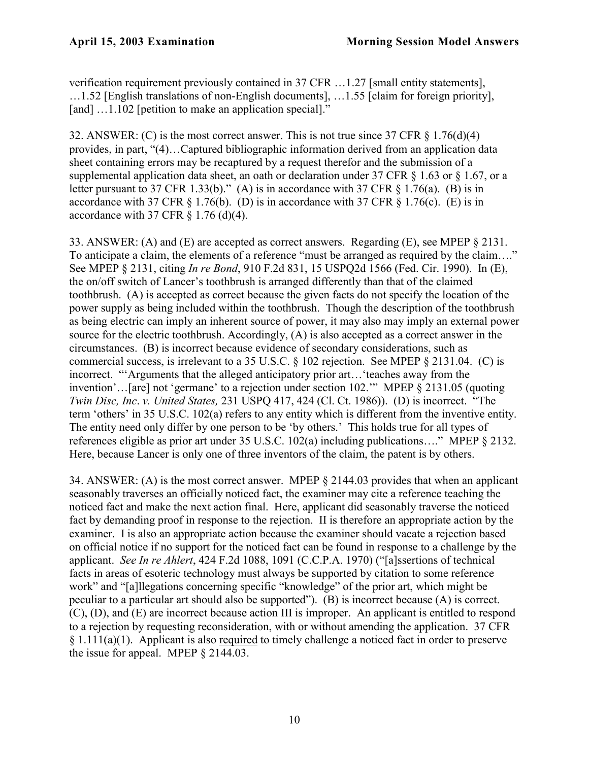verification requirement previously contained in 37 CFR …1.27 [small entity statements], …1.52 [English translations of non-English documents], …1.55 [claim for foreign priority], [and] …1.102 [petition to make an application special]."

32. ANSWER: (C) is the most correct answer. This is not true since 37 CFR § 1.76(d)(4) provides, in part, "(4)…Captured bibliographic information derived from an application data sheet containing errors may be recaptured by a request therefor and the submission of a supplemental application data sheet, an oath or declaration under 37 CFR § 1.63 or § 1.67, or a letter pursuant to 37 CFR 1.33(b)." (A) is in accordance with 37 CFR § 1.76(a). (B) is in accordance with 37 CFR § 1.76(b). (D) is in accordance with 37 CFR § 1.76(c). (E) is in accordance with 37 CFR § 1.76 (d)(4).

33. ANSWER: (A) and (E) are accepted as correct answers. Regarding (E), see MPEP § 2131. To anticipate a claim, the elements of a reference "must be arranged as required by the claim…." See MPEP § 2131, citing *In re Bond*, 910 F.2d 831, 15 USPQ2d 1566 (Fed. Cir. 1990). In (E), the on/off switch of Lancer's toothbrush is arranged differently than that of the claimed toothbrush. (A) is accepted as correct because the given facts do not specify the location of the power supply as being included within the toothbrush. Though the description of the toothbrush as being electric can imply an inherent source of power, it may also may imply an external power source for the electric toothbrush. Accordingly, (A) is also accepted as a correct answer in the circumstances. (B) is incorrect because evidence of secondary considerations, such as commercial success, is irrelevant to a 35 U.S.C. § 102 rejection. See MPEP § 2131.04. (C) is incorrect. "'Arguments that the alleged anticipatory prior art…'teaches away from the invention'…[are] not 'germane' to a rejection under section 102.'" MPEP § 2131.05 (quoting *Twin Disc, Inc*. *v. United States,* 231 USPQ 417, 424 (Cl. Ct. 1986)). (D) is incorrect. "The term 'others' in 35 U.S.C. 102(a) refers to any entity which is different from the inventive entity. The entity need only differ by one person to be 'by others.' This holds true for all types of references eligible as prior art under 35 U.S.C. 102(a) including publications…." MPEP § 2132. Here, because Lancer is only one of three inventors of the claim, the patent is by others.

34. ANSWER: (A) is the most correct answer. MPEP § 2144.03 provides that when an applicant seasonably traverses an officially noticed fact, the examiner may cite a reference teaching the noticed fact and make the next action final. Here, applicant did seasonably traverse the noticed fact by demanding proof in response to the rejection. II is therefore an appropriate action by the examiner. I is also an appropriate action because the examiner should vacate a rejection based on official notice if no support for the noticed fact can be found in response to a challenge by the applicant. *See In re Ahlert*, 424 F.2d 1088, 1091 (C.C.P.A. 1970) ("[a]ssertions of technical facts in areas of esoteric technology must always be supported by citation to some reference work" and "[a]llegations concerning specific "knowledge" of the prior art, which might be peculiar to a particular art should also be supported"). (B) is incorrect because (A) is correct. (C), (D), and (E) are incorrect because action III is improper. An applicant is entitled to respond to a rejection by requesting reconsideration, with or without amending the application. 37 CFR § 1.111(a)(1). Applicant is also <u>required</u> to timely challenge a noticed fact in order to preserve the issue for appeal. MPEP § 2144.03.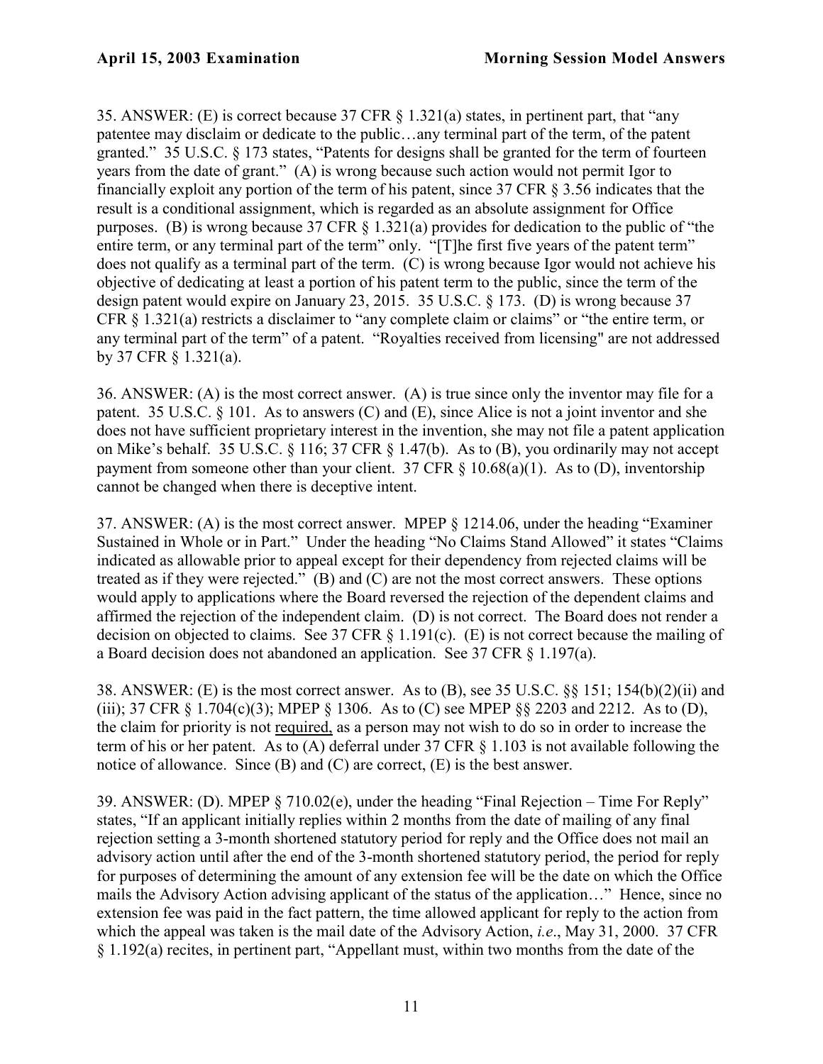35. ANSWER: (E) is correct because 37 CFR § 1.321(a) states, in pertinent part, that "any patentee may disclaim or dedicate to the public…any terminal part of the term, of the patent granted." 35 U.S.C. § 173 states, "Patents for designs shall be granted for the term of fourteen years from the date of grant." (A) is wrong because such action would not permit Igor to financially exploit any portion of the term of his patent, since 37 CFR § 3.56 indicates that the result is a conditional assignment, which is regarded as an absolute assignment for Office purposes. (B) is wrong because 37 CFR § 1.321(a) provides for dedication to the public of "the entire term, or any terminal part of the term" only. "[T]he first five years of the patent term" does not qualify as a terminal part of the term. (C) is wrong because Igor would not achieve his objective of dedicating at least a portion of his patent term to the public, since the term of the design patent would expire on January 23, 2015. 35 U.S.C. § 173. (D) is wrong because 37 CFR § 1.321(a) restricts a disclaimer to "any complete claim or claims" or "the entire term, or any terminal part of the term" of a patent. "Royalties received from licensing" are not addressed by 37 CFR § 1.321(a).

36. ANSWER: (A) is the most correct answer. (A) is true since only the inventor may file for a patent. 35 U.S.C. § 101. As to answers (C) and (E), since Alice is not a joint inventor and she does not have sufficient proprietary interest in the invention, she may not file a patent application on Mike's behalf. 35 U.S.C. § 116; 37 CFR § 1.47(b). As to (B), you ordinarily may not accept payment from someone other than your client. 37 CFR § 10.68(a)(1). As to (D), inventorship cannot be changed when there is deceptive intent.

37. ANSWER: (A) is the most correct answer. MPEP § 1214.06, under the heading "Examiner Sustained in Whole or in Part." Under the heading "No Claims Stand Allowed" it states "Claims indicated as allowable prior to appeal except for their dependency from rejected claims will be treated as if they were rejected." (B) and (C) are not the most correct answers. These options would apply to applications where the Board reversed the rejection of the dependent claims and affirmed the rejection of the independent claim. (D) is not correct. The Board does not render a decision on objected to claims. See 37 CFR § 1.191(c). (E) is not correct because the mailing of a Board decision does not abandoned an application. See 37 CFR § 1.197(a).

38. ANSWER: (E) is the most correct answer. As to (B), see 35 U.S.C. §§ 151; 154(b)(2)(ii) and (iii); 37 CFR § 1.704(c)(3); MPEP § 1306. As to (C) see MPEP §§ 2203 and 2212. As to (D), the claim for priority is not <u>required,</u> as a person may not wish to do so in order to increase the term of his or her patent. As to (A) deferral under 37 CFR § 1.103 is not available following the notice of allowance. Since (B) and (C) are correct, (E) is the best answer.

39. ANSWER: (D). MPEP § 710.02(e), under the heading "Final Rejection – Time For Reply" states, "If an applicant initially replies within 2 months from the date of mailing of any final rejection setting a 3-month shortened statutory period for reply and the Office does not mail an advisory action until after the end of the 3-month shortened statutory period, the period for reply for purposes of determining the amount of any extension fee will be the date on which the Office mails the Advisory Action advising applicant of the status of the application…" Hence, since no extension fee was paid in the fact pattern, the time allowed applicant for reply to the action from which the appeal was taken is the mail date of the Advisory Action, *i.e*., May 31, 2000. 37 CFR § 1.192(a) recites, in pertinent part, "Appellant must, within two months from the date of the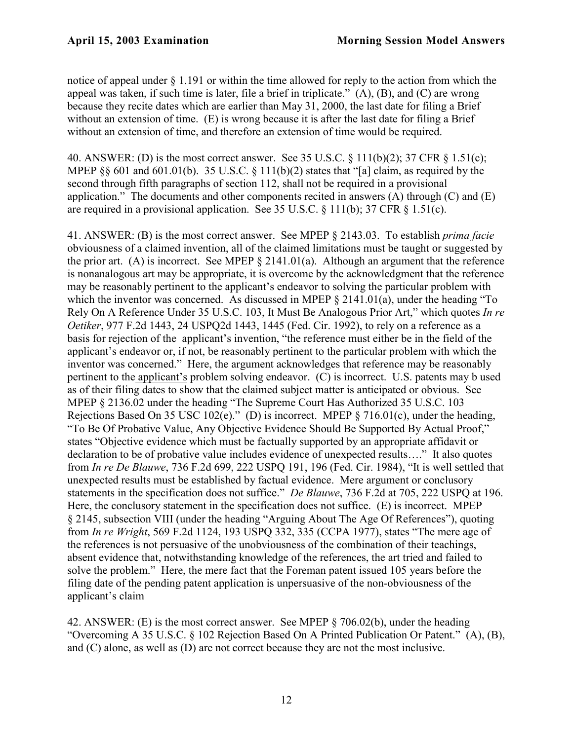notice of appeal under § 1.191 or within the time allowed for reply to the action from which the appeal was taken, if such time is later, file a brief in triplicate." (A), (B), and (C) are wrong because they recite dates which are earlier than May 31, 2000, the last date for filing a Brief without an extension of time. (E) is wrong because it is after the last date for filing a Brief without an extension of time, and therefore an extension of time would be required.

40. ANSWER: (D) is the most correct answer. See 35 U.S.C. § 111(b)(2); 37 CFR § 1.51(c); MPEP §§ 601 and 601.01(b). 35 U.S.C. § 111(b)(2) states that "[a] claim, as required by the second through fifth paragraphs of section 112, shall not be required in a provisional application." The documents and other components recited in answers (A) through (C) and (E) are required in a provisional application. See 35 U.S.C. § 111(b); 37 CFR § 1.51(c).

41. ANSWER: (B) is the most correct answer. See MPEP § 2143.03. To establish *prima facie* obviousness of a claimed invention, all of the claimed limitations must be taught or suggested by the prior art. (A) is incorrect. See MPEP § 2141.01(a). Although an argument that the reference is nonanalogous art may be appropriate, it is overcome by the acknowledgment that the reference may be reasonably pertinent to the applicant's endeavor to solving the particular problem with which the inventor was concerned. As discussed in MPEP § 2141.01(a), under the heading "To Rely On A Reference Under 35 U.S.C. 103, It Must Be Analogous Prior Art," which quotes *In re Oetiker*, 977 F.2d 1443, 24 USPQ2d 1443, 1445 (Fed. Cir. 1992), to rely on a reference as a basis for rejection of the applicant's invention, "the reference must either be in the field of the applicant's endeavor or, if not, be reasonably pertinent to the particular problem with which the inventor was concerned." Here, the argument acknowledges that reference may be reasonably pertinent to the applicant's problem solving endeavor. (C) is incorrect. U.S. patents may b used as of their filing dates to show that the claimed subject matter is anticipated or obvious. See MPEP § 2136.02 under the heading "The Supreme Court Has Authorized 35 U.S.C. 103 Rejections Based On 35 USC 102(e)." (D) is incorrect. MPEP § 716.01(c), under the heading, "To Be Of Probative Value, Any Objective Evidence Should Be Supported By Actual Proof," states "Objective evidence which must be factually supported by an appropriate affidavit or declaration to be of probative value includes evidence of unexpected results…." It also quotes from *In re De Blauwe*, 736 F.2d 699, 222 USPQ 191, 196 (Fed. Cir. 1984), "It is well settled that unexpected results must be established by factual evidence. Mere argument or conclusory statements in the specification does not suffice." *De Blauwe*, 736 F.2d at 705, 222 USPQ at 196. Here, the conclusory statement in the specification does not suffice. (E) is incorrect. MPEP § 2145, subsection VIII (under the heading "Arguing About The Age Of References"), quoting from *In re Wright*, 569 F.2d 1124, 193 USPQ 332, 335 (CCPA 1977), states "The mere age of the references is not persuasive of the unobviousness of the combination of their teachings, absent evidence that, notwithstanding knowledge of the references, the art tried and failed to solve the problem." Here, the mere fact that the Foreman patent issued 105 years before the filing date of the pending patent application is unpersuasive of the non-obviousness of the applicant's claim

42. ANSWER: (E) is the most correct answer. See MPEP § 706.02(b), under the heading "Overcoming A 35 U.S.C. § 102 Rejection Based On A Printed Publication Or Patent." (A), (B), and (C) alone, as well as (D) are not correct because they are not the most inclusive.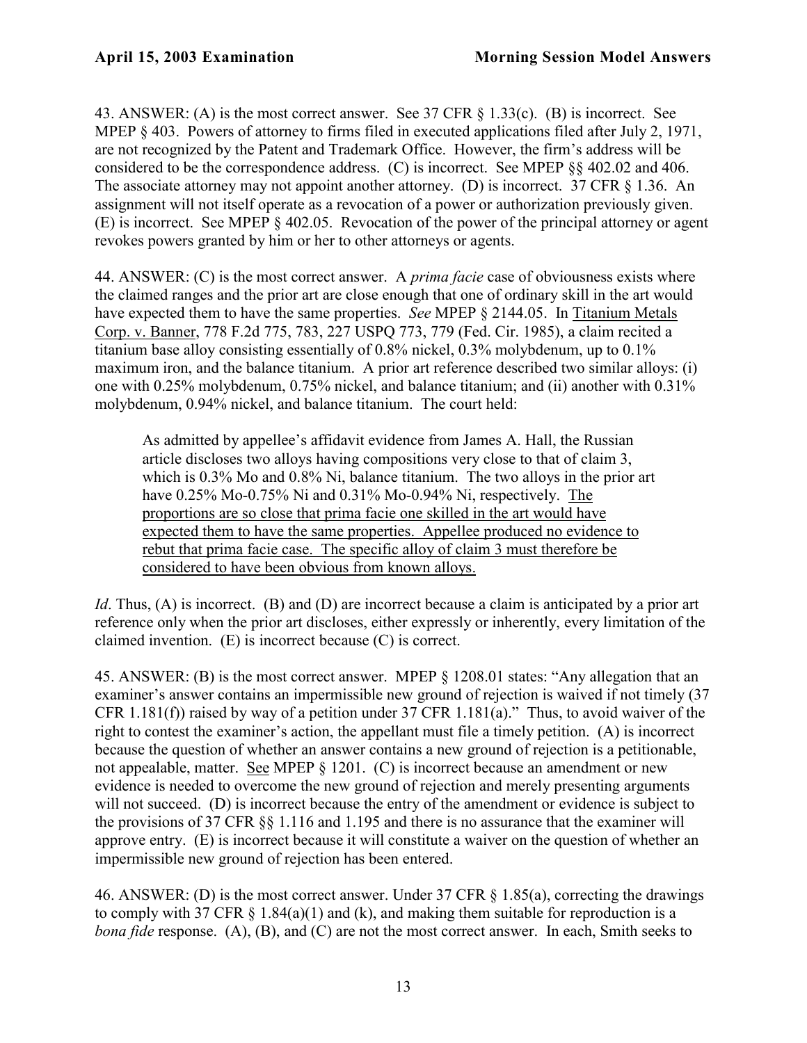43. ANSWER: (A) is the most correct answer. See 37 CFR § 1.33(c). (B) is incorrect. See MPEP § 403. Powers of attorney to firms filed in executed applications filed after July 2, 1971, are not recognized by the Patent and Trademark Office. However, the firm's address will be considered to be the correspondence address. (C) is incorrect. See MPEP §§ 402.02 and 406. The associate attorney may not appoint another attorney. (D) is incorrect. 37 CFR § 1.36. An assignment will not itself operate as a revocation of a power or authorization previously given. (E) is incorrect. See MPEP § 402.05. Revocation of the power of the principal attorney or agent revokes powers granted by him or her to other attorneys or agents.

44. ANSWER: (C) is the most correct answer. A *prima facie* case of obviousness exists where the claimed ranges and the prior art are close enough that one of ordinary skill in the art would have expected them to have the same properties. *See* MPEP § 2144.05. In Titanium Metals Corp. v. Banner, 778 F.2d 775, 783, 227 USPQ 773, 779 (Fed. Cir. 1985), a claim recited a titanium base alloy consisting essentially of 0.8% nickel, 0.3% molybdenum, up to 0.1% maximum iron, and the balance titanium. A prior art reference described two similar alloys: (i) one with 0.25% molybdenum, 0.75% nickel, and balance titanium; and (ii) another with 0.31% molybdenum, 0.94% nickel, and balance titanium. The court held:

> As admitted by appellee's affidavit evidence from James A. Hall, the Russian article discloses two alloys having compositions very close to that of claim 3, which is 0.3% Mo and 0.8% Ni, balance titanium. The two alloys in the prior art have 0.25% Mo-0.75% Ni and 0.31% Mo-0.94% Ni, respectively. The proportions are so close that prima facie one skilled in the art would have expected them to have the same properties. Appellee produced no evidence to rebut that prima facie case. The specific alloy of claim 3 must therefore be considered to have been obvious from known alloys.

*Id*. Thus, (A) is incorrect. (B) and (D) are incorrect because a claim is anticipated by a prior art reference only when the prior art discloses, either expressly or inherently, every limitation of the claimed invention. (E) is incorrect because (C) is correct.

45. ANSWER: (B) is the most correct answer. MPEP § 1208.01 states: "Any allegation that an examiner's answer contains an impermissible new ground of rejection is waived if not timely (37 CFR 1.181(f)) raised by way of a petition under 37 CFR 1.181(a)." Thus, to avoid waiver of the right to contest the examiner's action, the appellant must file a timely petition. (A) is incorrect because the question of whether an answer contains a new ground of rejection is a petitionable, not appealable, matter. See MPEP § 1201. (C) is incorrect because an amendment or new evidence is needed to overcome the new ground of rejection and merely presenting arguments will not succeed. (D) is incorrect because the entry of the amendment or evidence is subject to the provisions of 37 CFR §§ 1.116 and 1.195 and there is no assurance that the examiner will approve entry. (E) is incorrect because it will constitute a waiver on the question of whether an impermissible new ground of rejection has been entered.

46. ANSWER: (D) is the most correct answer. Under 37 CFR § 1.85(a), correcting the drawings to comply with 37 CFR § 1.84(a)(1) and (k), and making them suitable for reproduction is a *bona fide* response. (A), (B), and (C) are not the most correct answer. In each, Smith seeks to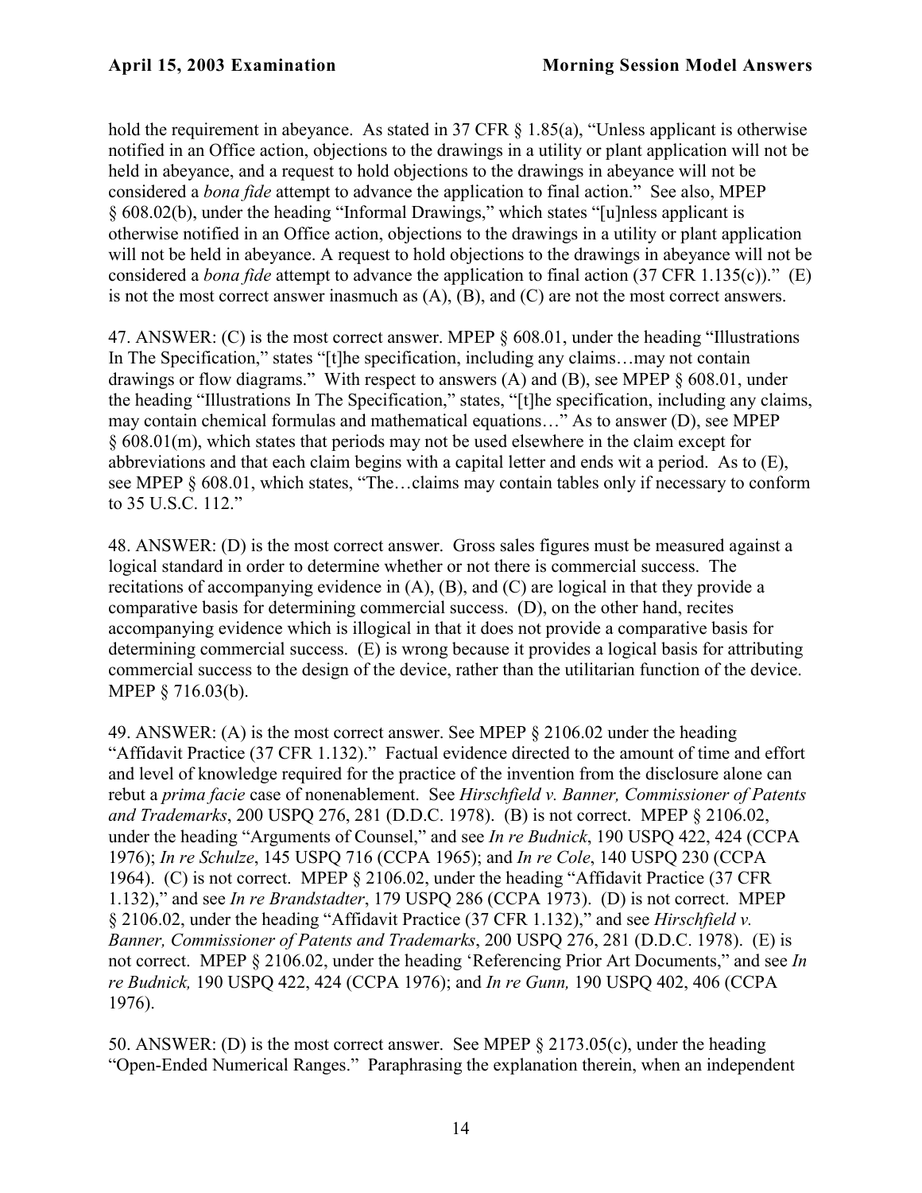hold the requirement in abeyance. As stated in 37 CFR § 1.85(a), "Unless applicant is otherwise notified in an Office action, objections to the drawings in a utility or plant application will not be held in abeyance, and a request to hold objections to the drawings in abeyance will not be considered a *bona fide* attempt to advance the application to final action." See also, MPEP § 608.02(b), under the heading "Informal Drawings," which states "[u]nless applicant is otherwise notified in an Office action, objections to the drawings in a utility or plant application will not be held in abeyance. A request to hold objections to the drawings in abeyance will not be considered a *bona fide* attempt to advance the application to final action (37 CFR 1.135(c))." (E) is not the most correct answer inasmuch as (A), (B), and (C) are not the most correct answers.

47. ANSWER: (C) is the most correct answer. MPEP § 608.01, under the heading "Illustrations In The Specification," states "[t]he specification, including any claims…may not contain drawings or flow diagrams." With respect to answers (A) and (B), see MPEP § 608.01, under the heading "Illustrations In The Specification," states, "[t]he specification, including any claims, may contain chemical formulas and mathematical equations…" As to answer (D), see MPEP § 608.01(m), which states that periods may not be used elsewhere in the claim except for abbreviations and that each claim begins with a capital letter and ends wit a period. As to (E), see MPEP § 608.01, which states, "The…claims may contain tables only if necessary to conform to 35 U.S.C. 112."

48. ANSWER: (D) is the most correct answer. Gross sales figures must be measured against a logical standard in order to determine whether or not there is commercial success. The recitations of accompanying evidence in (A), (B), and (C) are logical in that they provide a comparative basis for determining commercial success. (D), on the other hand, recites accompanying evidence which is illogical in that it does not provide a comparative basis for determining commercial success. (E) is wrong because it provides a logical basis for attributing commercial success to the design of the device, rather than the utilitarian function of the device. MPEP § 716.03(b).

49. ANSWER: (A) is the most correct answer. See MPEP § 2106.02 under the heading "Affidavit Practice (37 CFR 1.132)." Factual evidence directed to the amount of time and effort and level of knowledge required for the practice of the invention from the disclosure alone can rebut a *prima facie* case of nonenablement. See *Hirschfield v. Banner, Commissioner of Patents and Trademarks*, 200 USPQ 276, 281 (D.D.C. 1978). (B) is not correct. MPEP § 2106.02, under the heading "Arguments of Counsel," and see *In re Budnick*, 190 USPQ 422, 424 (CCPA 1976); *In re Schulze*, 145 USPQ 716 (CCPA 1965); and *In re Cole*, 140 USPQ 230 (CCPA 1964). (C) is not correct. MPEP § 2106.02, under the heading "Affidavit Practice (37 CFR 1.132)," and see *In re Brandstadter*, 179 USPQ 286 (CCPA 1973). (D) is not correct. MPEP § 2106.02, under the heading "Affidavit Practice (37 CFR 1.132)," and see *Hirschfield v. Banner, Commissioner of Patents and Trademarks*, 200 USPQ 276, 281 (D.D.C. 1978). (E) is not correct. MPEP § 2106.02, under the heading 'Referencing Prior Art Documents," and see *In re Budnick,* 190 USPQ 422, 424 (CCPA 1976); and *In re Gunn,* 190 USPQ 402, 406 (CCPA 1976).

50. ANSWER: (D) is the most correct answer. See MPEP § 2173.05(c), under the heading "Open-Ended Numerical Ranges." Paraphrasing the explanation therein, when an independent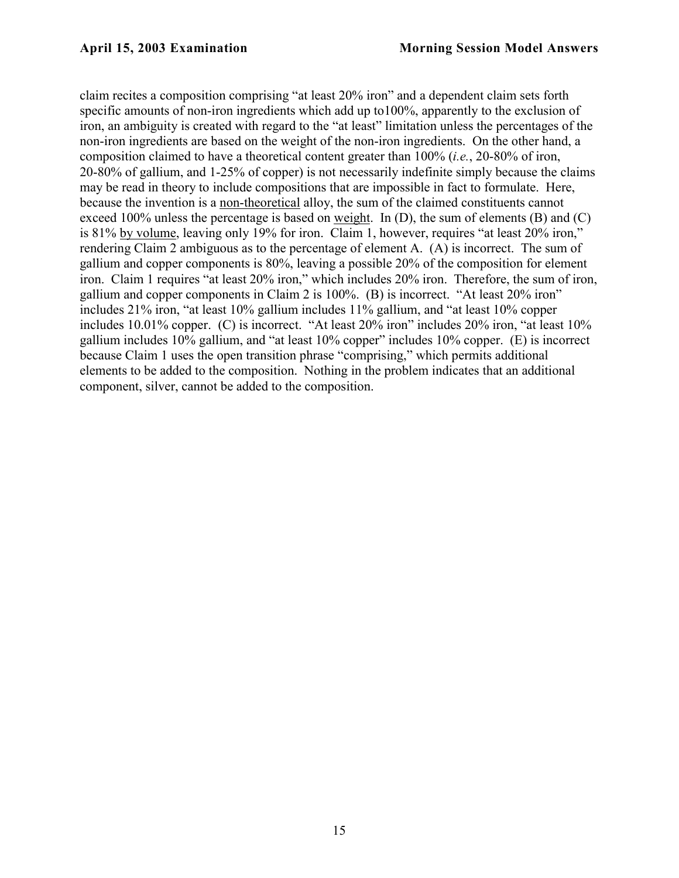claim recites a composition comprising "at least 20% iron" and a dependent claim sets forth specific amounts of non-iron ingredients which add up to100%, apparently to the exclusion of iron, an ambiguity is created with regard to the "at least" limitation unless the percentages of the non-iron ingredients are based on the weight of the non-iron ingredients. On the other hand, a composition claimed to have a theoretical content greater than 100% (*i.e.*, 20-80% of iron, 20-80% of gallium, and 1-25% of copper) is not necessarily indefinite simply because the claims may be read in theory to include compositions that are impossible in fact to formulate. Here, because the invention is a <u>non-theoretical</u> alloy, the sum of the claimed constituents cannot exceed 100% unless the percentage is based on <u>weight</u>. In (D), the sum of elements (B) and (C) is 81% <u>by volume</u>, leaving only 19% for iron. Claim 1, however, requires "at least 20% iron," rendering Claim 2 ambiguous as to the percentage of element A. (A) is incorrect. The sum of gallium and copper components is 80%, leaving a possible 20% of the composition for element iron. Claim 1 requires "at least 20% iron," which includes 20% iron. Therefore, the sum of iron, gallium and copper components in Claim 2 is 100%. (B) is incorrect. "At least 20% iron" includes 21% iron, "at least 10% gallium includes 11% gallium, and "at least 10% copper includes 10.01% copper. (C) is incorrect. "At least 20% iron" includes 20% iron, "at least 10% gallium includes 10% gallium, and "at least 10% copper" includes 10% copper. (E) is incorrect because Claim 1 uses the open transition phrase "comprising," which permits additional elements to be added to the composition. Nothing in the problem indicates that an additional component, silver, cannot be added to the composition.